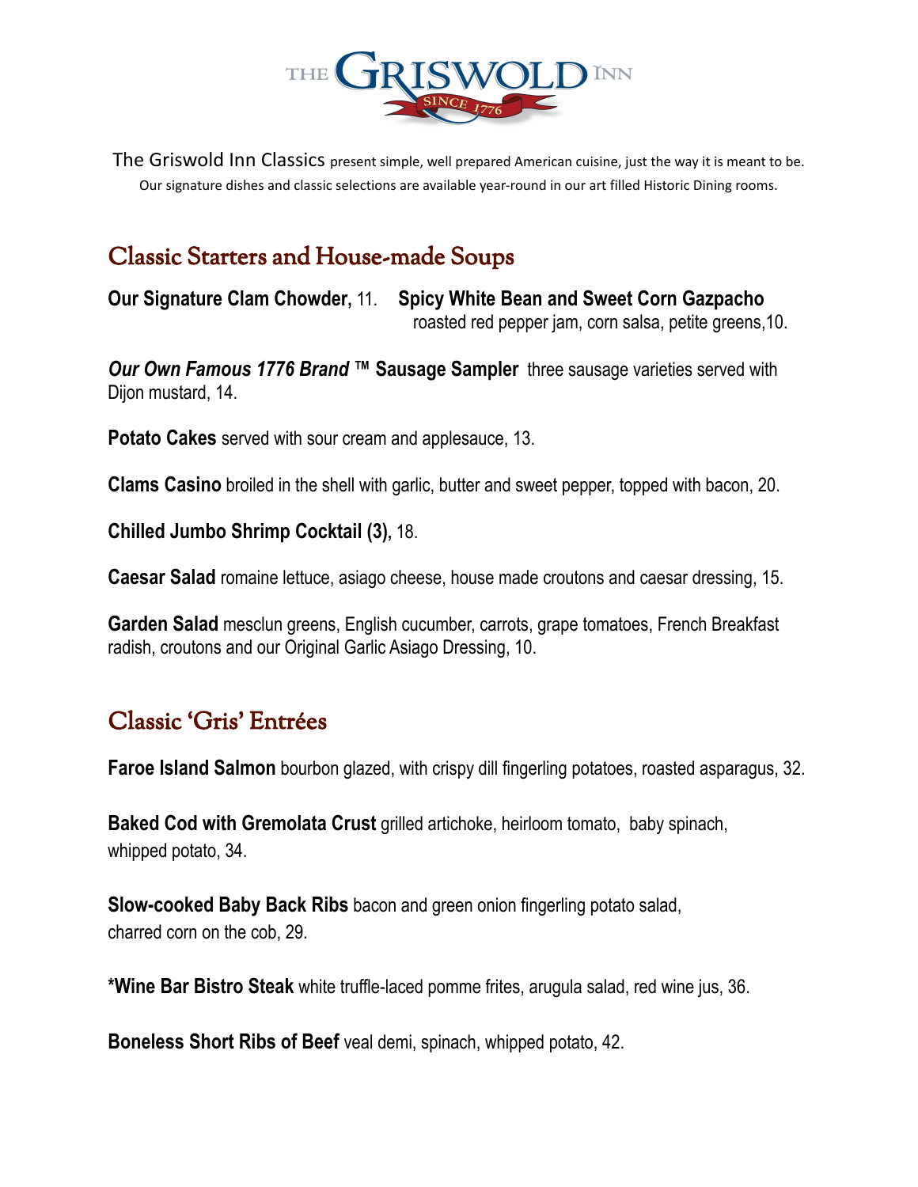# THE GRISWOLD INN

SINCE 1776

The Griswold Inn Classics present simple, well prepared American cuisine, just the way it is meant to be. Our signature dishes and classic selections are available year-round in our art filled Historic Dining rooms.

## Classic Starters and House-made Soups

**Our Signature Clam Chowder**, 11.

**Spicy White Bean and Sweet Corn Gazpacho** roasted red pepper jam, corn salsa, petite greens,10.

***Our Own Famous 1776 Brand* ™ Sausage Sampler** three sausage varieties served with Dijon mustard, 14.

**Potato Cakes** served with sour cream and applesauce, 13.

**Clams Casino** broiled in the shell with garlic, butter and sweet pepper, topped with bacon, 20.

**Chilled Jumbo Shrimp Cocktail (3)**, 18.

**Caesar Salad** romaine lettuce, asiago cheese, house made croutons and caesar dressing, 15.

**Garden Salad** mesclun greens, English cucumber, carrots, grape tomatoes, French Breakfast radish, croutons and our Original Garlic Asiago Dressing, 10.

## Classic 'Gris' Entrées

**Faroe Island Salmon** bourbon glazed, with crispy dill fingerling potatoes, roasted asparagus, 32.

**Baked Cod with Gremolata Crust** grilled artichoke, heirloom tomato, baby spinach, whipped potato, 34.

**Slow-cooked Baby Back Ribs** bacon and green onion fingerling potato salad, charred corn on the cob, 29.

**\*Wine Bar Bistro Steak** white truffle-laced pomme frites, arugula salad, red wine jus, 36.

**Boneless Short Ribs of Beef** veal demi, spinach, whipped potato, 42.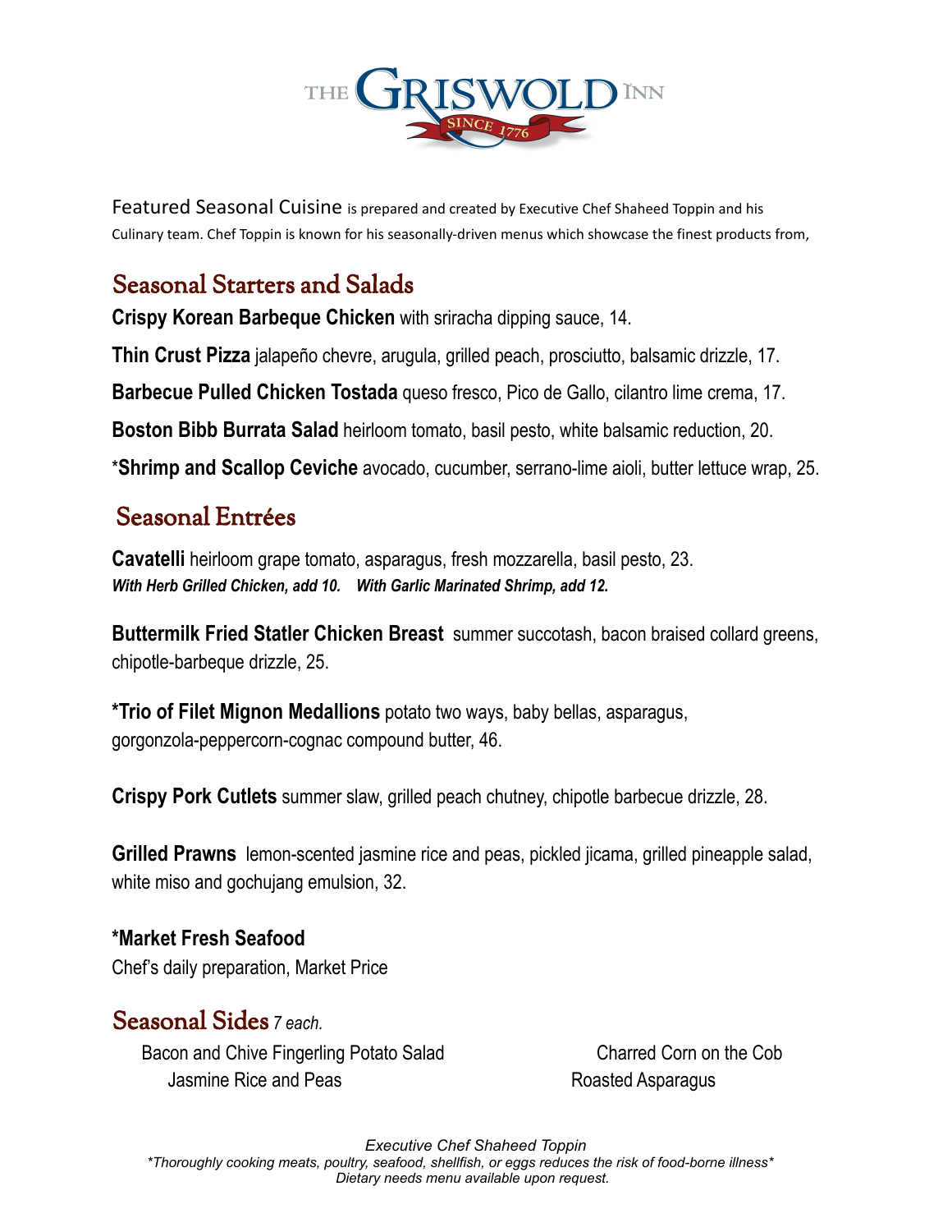# THE GRISWOLD INN

SINCE 1776

Featured Seasonal Cuisine is prepared and created by Executive Chef Shaheed Toppin and his Culinary team. Chef Toppin is known for his seasonally-driven menus which showcase the finest products from,

## Seasonal Starters and Salads

**Crispy Korean Barbeque Chicken** with sriracha dipping sauce, 14.

**Thin Crust Pizza** jalapeño chevre, arugula, grilled peach, prosciutto, balsamic drizzle, 17.

**Barbecue Pulled Chicken Tostada** queso fresco, Pico de Gallo, cilantro lime crema, 17.

**Boston Bibb Burrata Salad** heirloom tomato, basil pesto, white balsamic reduction, 20.

*__Shrimp and Scallop Ceviche__ avocado, cucumber, serrano-lime aioli, butter lettuce wrap, 25.

## Seasonal Entrées

**Cavatelli** heirloom grape tomato, asparagus, fresh mozzarella, basil pesto, 23.
***With Herb Grilled Chicken, add 10. With Garlic Marinated Shrimp, add 12.***

**Buttermilk Fried Statler Chicken Breast** summer succotash, bacon braised collard greens, chipotle-barbeque drizzle, 25.

**\*Trio of Filet Mignon Medallions** potato two ways, baby bellas, asparagus, gorgonzola-peppercorn-cognac compound butter, 46.

**Crispy Pork Cutlets** summer slaw, grilled peach chutney, chipotle barbecue drizzle, 28.

**Grilled Prawns** lemon-scented jasmine rice and peas, pickled jicama, grilled pineapple salad, white miso and gochujang emulsion, 32.

**\*Market Fresh Seafood**
Chef's daily preparation, Market Price

## Seasonal Sides *7 each.*

Bacon and Chive Fingerling Potato Salad
Jasmine Rice and Peas
Charred Corn on the Cob
Roasted Asparagus

*Executive Chef Shaheed Toppin*
**Thoroughly cooking meats, poultry, seafood, shellfish, or eggs reduces the risk of food-borne illness**
*Dietary needs menu available upon request.*